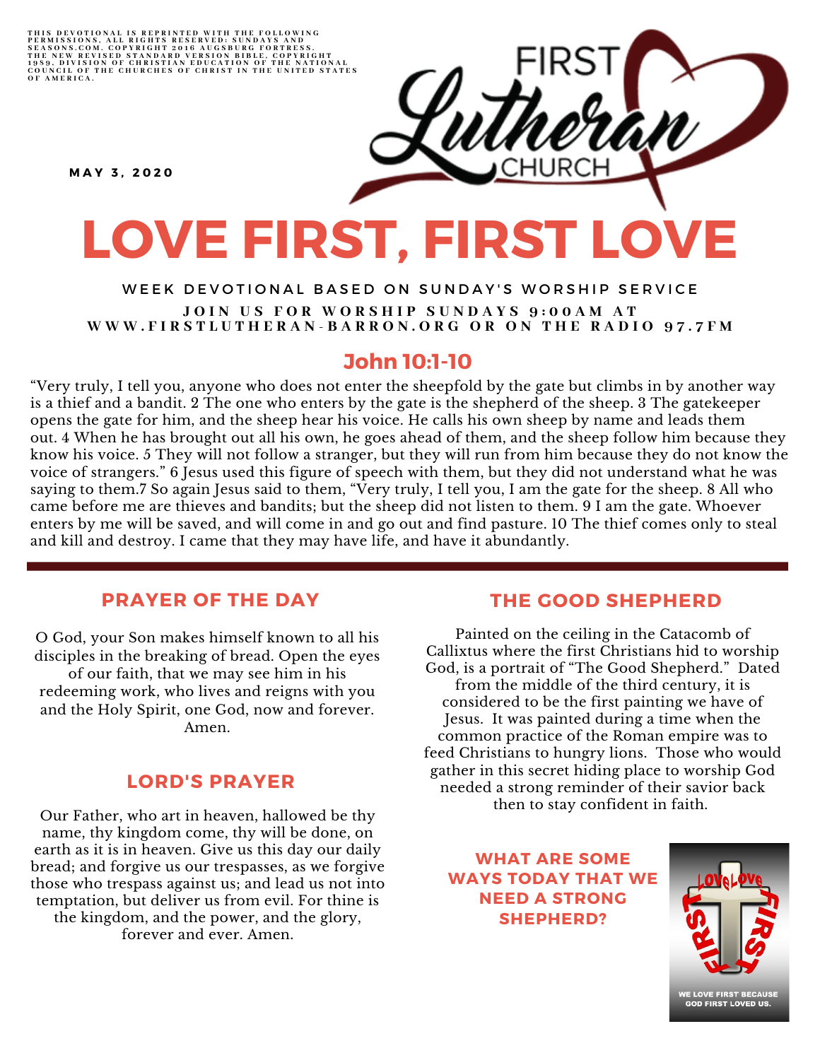THIS DEVOTIONAL IS REPRINTED WITH THE FOLLOWING PERMISSIONS, ALL RIGHTS RESERVED: SUNDAYS AND SEASONS.COM. COPYRIGHT 2016 AUGSBURG FORTRESS. THE NEW REVISED STANDARD VERSION BIBLE, COPYRIGHT 1989, DIVISION OF CHRISTIAN EDUCATION OF THE NATIONAL COUNCIL OF THE CHURCHES OF CHRIST IN THE UNITED STATES OF AMERICA.

MAY 3, 2020

FIRST Lutheran CHURCH

# LOVE FIRST, FIRST LOVE

WEEK DEVOTIONAL BASED ON SUNDAY'S WORSHIP SERVICE

JOIN US FOR WORSHIP SUNDAYS 9:00AM AT WWW.FIRSTLUTHERAN-BARRON.ORG OR ON THE RADIO 97.7FM

## John 10:1-10

"Very truly, I tell you, anyone who does not enter the sheepfold by the gate but climbs in by another way is a thief and a bandit. 2 The one who enters by the gate is the shepherd of the sheep. 3 The gatekeeper opens the gate for him, and the sheep hear his voice. He calls his own sheep by name and leads them out. 4 When he has brought out all his own, he goes ahead of them, and the sheep follow him because they know his voice. 5 They will not follow a stranger, but they will run from him because they do not know the voice of strangers." 6 Jesus used this figure of speech with them, but they did not understand what he was saying to them.7 So again Jesus said to them, "Very truly, I tell you, I am the gate for the sheep. 8 All who came before me are thieves and bandits; but the sheep did not listen to them. 9 I am the gate. Whoever enters by me will be saved, and will come in and go out and find pasture. 10 The thief comes only to steal and kill and destroy. I came that they may have life, and have it abundantly.

## PRAYER OF THE DAY

O God, your Son makes himself known to all his disciples in the breaking of bread. Open the eyes of our faith, that we may see him in his redeeming work, who lives and reigns with you and the Holy Spirit, one God, now and forever. Amen.

## LORD'S PRAYER

Our Father, who art in heaven, hallowed be thy name, thy kingdom come, thy will be done, on earth as it is in heaven. Give us this day our daily bread; and forgive us our trespasses, as we forgive those who trespass against us; and lead us not into temptation, but deliver us from evil. For thine is the kingdom, and the power, and the glory, forever and ever. Amen.

## THE GOOD SHEPHERD

Painted on the ceiling in the Catacomb of Callixtus where the first Christians hid to worship God, is a portrait of "The Good Shepherd." Dated from the middle of the third century, it is considered to be the first painting we have of Jesus. It was painted during a time when the common practice of the Roman empire was to feed Christians to hungry lions. Those who would gather in this secret hiding place to worship God needed a strong reminder of their savior back then to stay confident in faith.

**WHAT ARE SOME WAYS TODAY THAT WE NEED A STRONG SHEPHERD?**

LOVE LOVE FIRST FIRST

WE LOVE FIRST BECAUSE GOD FIRST LOVED US.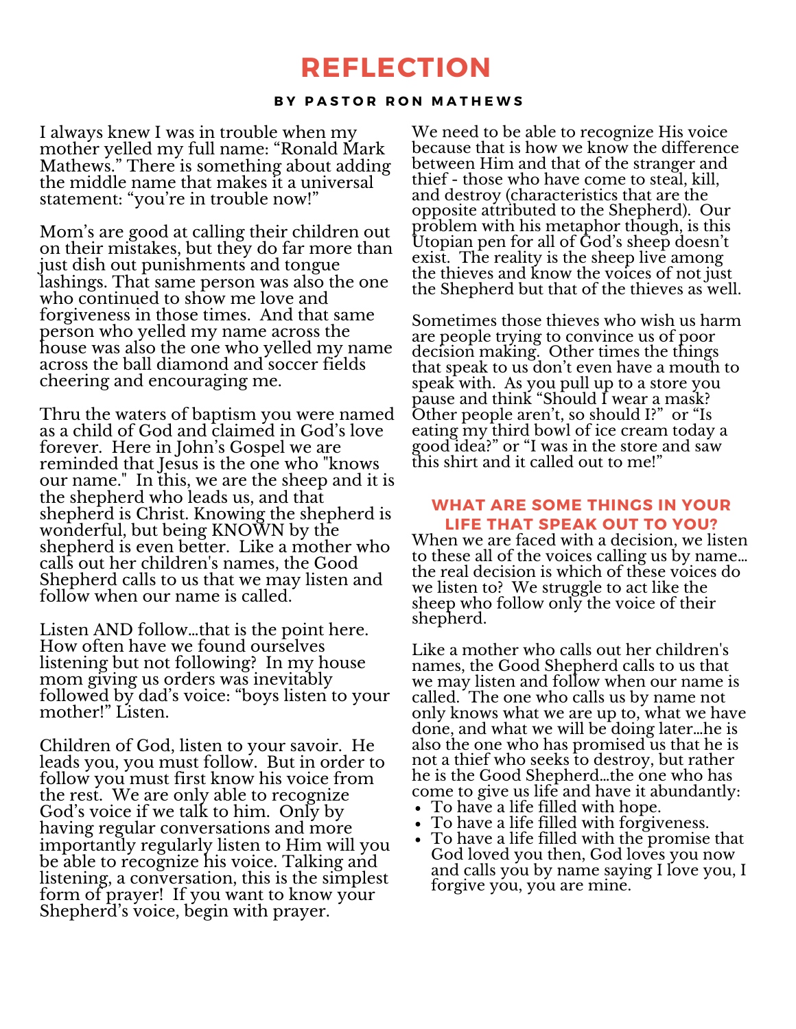# REFLECTION

**BY PASTOR RON MATHEWS**

I always knew I was in trouble when my mother yelled my full name: "Ronald Mark Mathews." There is something about adding the middle name that makes it a universal statement: "you're in trouble now!"

Mom's are good at calling their children out on their mistakes, but they do far more than just dish out punishments and tongue lashings. That same person was also the one who continued to show me love and forgiveness in those times. And that same person who yelled my name across the house was also the one who yelled my name across the ball diamond and soccer fields cheering and encouraging me.

Thru the waters of baptism you were named as a child of God and claimed in God's love forever. Here in John's Gospel we are reminded that Jesus is the one who "knows our name." In this, we are the sheep and it is the shepherd who leads us, and that shepherd is Christ. Knowing the shepherd is wonderful, but being KNOWN by the shepherd is even better. Like a mother who calls out her children's names, the Good Shepherd calls to us that we may listen and follow when our name is called.

Listen AND follow...that is the point here. How often have we found ourselves listening but not following? In my house mom giving us orders was inevitably followed by dad's voice: "boys listen to your mother!" Listen.

Children of God, listen to your savoir. He leads you, you must follow. But in order to follow you must first know his voice from the rest. We are only able to recognize God's voice if we talk to him. Only by having regular conversations and more importantly regularly listen to Him will you be able to recognize his voice. Talking and listening, a conversation, this is the simplest form of prayer! If you want to know your Shepherd's voice, begin with prayer.

We need to be able to recognize His voice because that is how we know the difference between Him and that of the stranger and thief - those who have come to steal, kill, and destroy (characteristics that are the opposite attributed to the Shepherd). Our problem with his metaphor though, is this Utopian pen for all of God's sheep doesn't exist. The reality is the sheep live among the thieves and know the voices of not just the Shepherd but that of the thieves as well.

Sometimes those thieves who wish us harm are people trying to convince us of poor decision making. Other times the things that speak to us don't even have a mouth to speak with. As you pull up to a store you pause and think "Should I wear a mask? Other people aren't, so should I?" or "Is eating my third bowl of ice cream today a good idea?" or "I was in the store and saw this shirt and it called out to me!"

### WHAT ARE SOME THINGS IN YOUR LIFE THAT SPEAK OUT TO YOU?

When we are faced with a decision, we listen to these all of the voices calling us by name... the real decision is which of these voices do we listen to? We struggle to act like the sheep who follow only the voice of their shepherd.

Like a mother who calls out her children's names, the Good Shepherd calls to us that we may listen and follow when our name is called. The one who calls us by name not only knows what we are up to, what we have done, and what we will be doing later...he is also the one who has promised us that he is not a thief who seeks to destroy, but rather he is the Good Shepherd...the one who has come to give us life and have it abundantly:

- To have a life filled with hope.
- To have a life filled with forgiveness.
- To have a life filled with the promise that God loved you then, God loves you now and calls you by name saying I love you, I forgive you, you are mine.